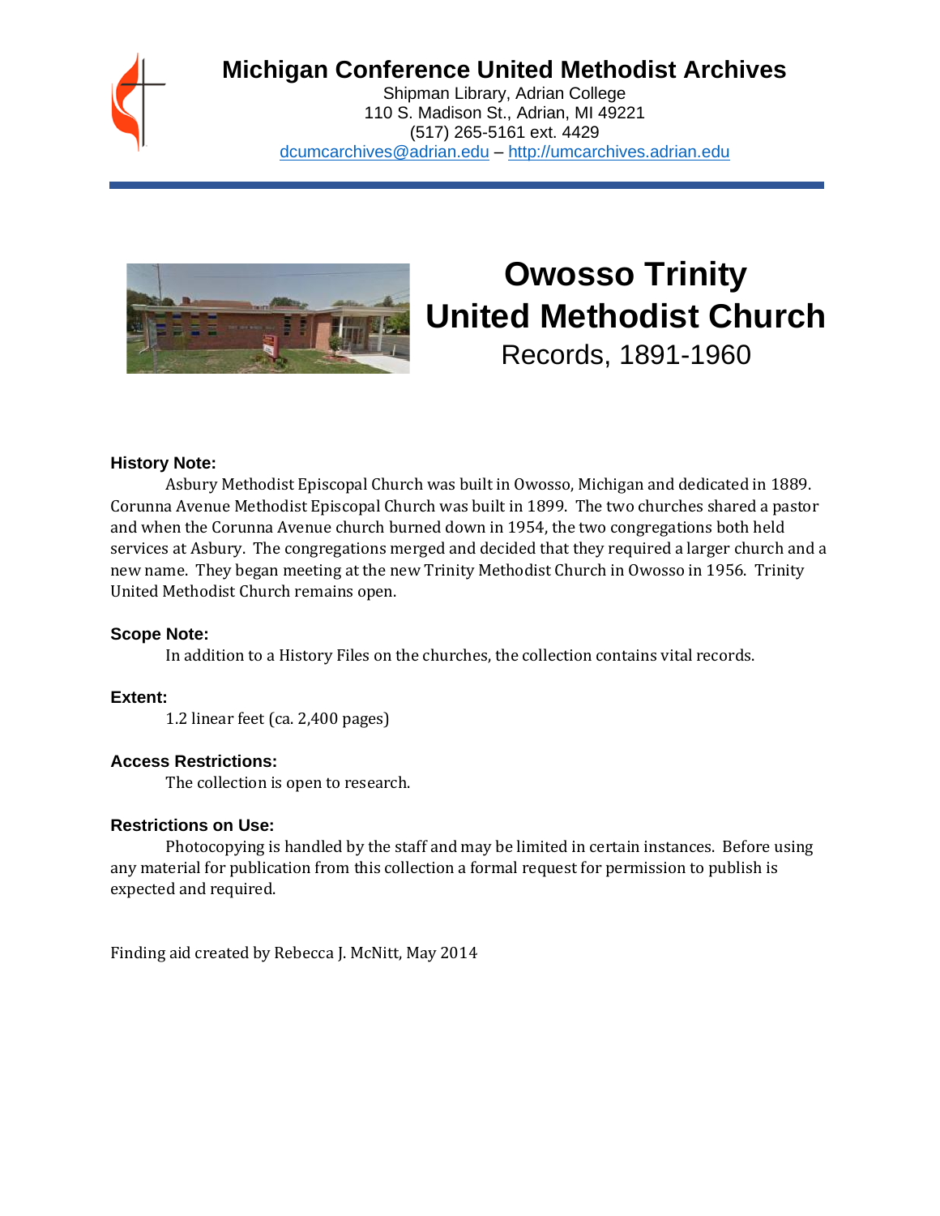# Michigan Conference United Methodist Archives

Shipman Library, Adrian College
110 S. Madison St., Adrian, MI 49221
(517) 265-5161 ext. 4429
dcumcarchives@adrian.edu – http://umcarchives.adrian.edu

# Owosso Trinity United Methodist Church

## Records, 1891-1960

### History Note:

Asbury Methodist Episcopal Church was built in Owosso, Michigan and dedicated in 1889. Corunna Avenue Methodist Episcopal Church was built in 1899. The two churches shared a pastor and when the Corunna Avenue church burned down in 1954, the two congregations both held services at Asbury. The congregations merged and decided that they required a larger church and a new name. They began meeting at the new Trinity Methodist Church in Owosso in 1956. Trinity United Methodist Church remains open.

### Scope Note:

In addition to a History Files on the churches, the collection contains vital records.

### Extent:

1.2 linear feet (ca. 2,400 pages)

### Access Restrictions:

The collection is open to research.

### Restrictions on Use:

Photocopying is handled by the staff and may be limited in certain instances. Before using any material for publication from this collection a formal request for permission to publish is expected and required.

Finding aid created by Rebecca J. McNitt, May 2014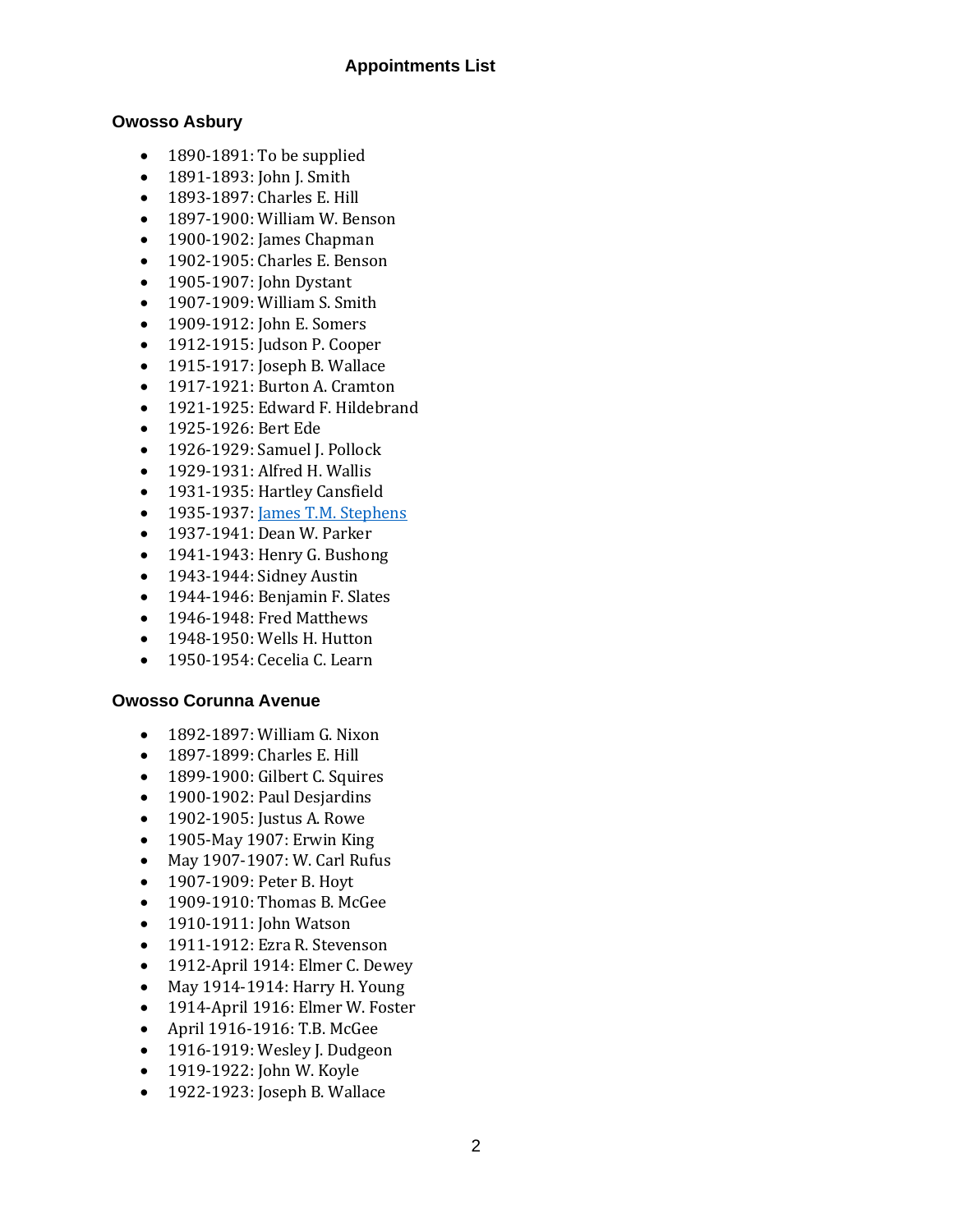## Appointments List

### Owosso Asbury

- 1890-1891: To be supplied
- 1891-1893: John J. Smith
- 1893-1897: Charles E. Hill
- 1897-1900: William W. Benson
- 1900-1902: James Chapman
- 1902-1905: Charles E. Benson
- 1905-1907: John Dystant
- 1907-1909: William S. Smith
- 1909-1912: John E. Somers
- 1912-1915: Judson P. Cooper
- 1915-1917: Joseph B. Wallace
- 1917-1921: Burton A. Cramton
- 1921-1925: Edward F. Hildebrand
- 1925-1926: Bert Ede
- 1926-1929: Samuel J. Pollock
- 1929-1931: Alfred H. Wallis
- 1931-1935: Hartley Cansfield
- 1935-1937: James T.M. Stephens
- 1937-1941: Dean W. Parker
- 1941-1943: Henry G. Bushong
- 1943-1944: Sidney Austin
- 1944-1946: Benjamin F. Slates
- 1946-1948: Fred Matthews
- 1948-1950: Wells H. Hutton
- 1950-1954: Cecelia C. Learn

### Owosso Corunna Avenue

- 1892-1897: William G. Nixon
- 1897-1899: Charles E. Hill
- 1899-1900: Gilbert C. Squires
- 1900-1902: Paul Desjardins
- 1902-1905: Justus A. Rowe
- 1905-May 1907: Erwin King
- May 1907-1907: W. Carl Rufus
- 1907-1909: Peter B. Hoyt
- 1909-1910: Thomas B. McGee
- 1910-1911: John Watson
- 1911-1912: Ezra R. Stevenson
- 1912-April 1914: Elmer C. Dewey
- May 1914-1914: Harry H. Young
- 1914-April 1916: Elmer W. Foster
- April 1916-1916: T.B. McGee
- 1916-1919: Wesley J. Dudgeon
- 1919-1922: John W. Koyle
- 1922-1923: Joseph B. Wallace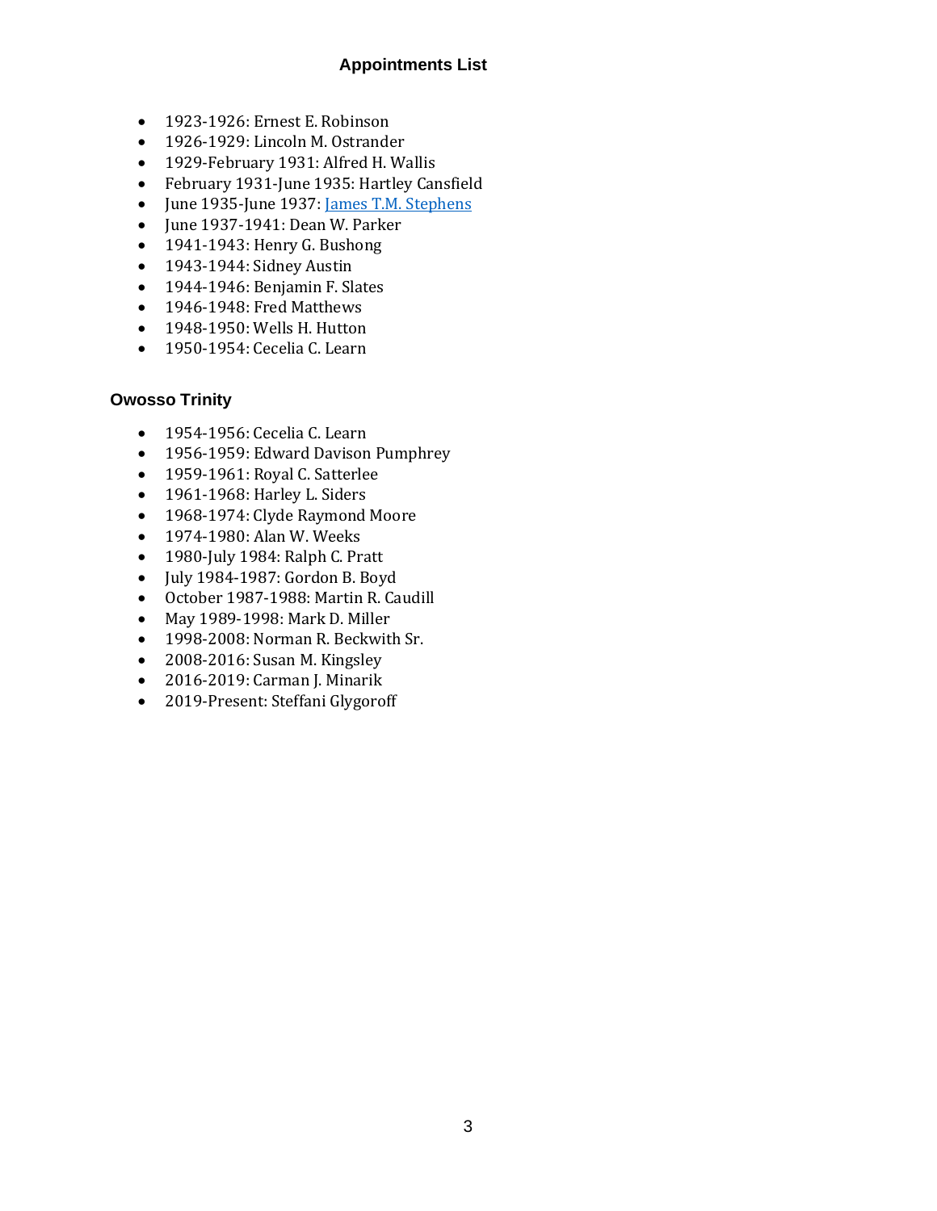# Appointments List

- 1923-1926: Ernest E. Robinson
- 1926-1929: Lincoln M. Ostrander
- 1929-February 1931: Alfred H. Wallis
- February 1931-June 1935: Hartley Cansfield
- June 1935-June 1937: James T.M. Stephens
- June 1937-1941: Dean W. Parker
- 1941-1943: Henry G. Bushong
- 1943-1944: Sidney Austin
- 1944-1946: Benjamin F. Slates
- 1946-1948: Fred Matthews
- 1948-1950: Wells H. Hutton
- 1950-1954: Cecelia C. Learn

## Owosso Trinity

- 1954-1956: Cecelia C. Learn
- 1956-1959: Edward Davison Pumphrey
- 1959-1961: Royal C. Satterlee
- 1961-1968: Harley L. Siders
- 1968-1974: Clyde Raymond Moore
- 1974-1980: Alan W. Weeks
- 1980-July 1984: Ralph C. Pratt
- July 1984-1987: Gordon B. Boyd
- October 1987-1988: Martin R. Caudill
- May 1989-1998: Mark D. Miller
- 1998-2008: Norman R. Beckwith Sr.
- 2008-2016: Susan M. Kingsley
- 2016-2019: Carman J. Minarik
- 2019-Present: Steffani Glygoroff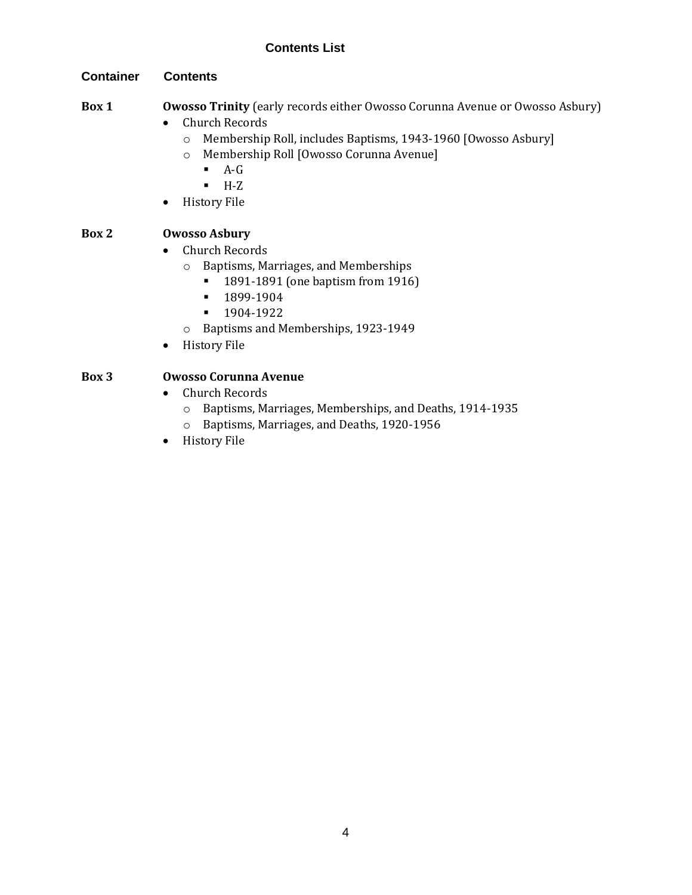## Contents List

| Container | Contents |
|---|---|
| **Box 1** | **Owosso Trinity** (early records either Owosso Corunna Avenue or Owosso Asbury) |
| **Box 2** | **Owosso Asbury** |
| **Box 3** | **Owosso Corunna Avenue** |

**Box 1** — **Owosso Trinity** (early records either Owosso Corunna Avenue or Owosso Asbury)

- Church Records
  - Membership Roll, includes Baptisms, 1943-1960 [Owosso Asbury]
  - Membership Roll [Owosso Corunna Avenue]
    - A-G
    - H-Z
- History File

**Box 2** — **Owosso Asbury**

- Church Records
  - Baptisms, Marriages, and Memberships
    - 1891-1891 (one baptism from 1916)
    - 1899-1904
    - 1904-1922
  - Baptisms and Memberships, 1923-1949
- History File

**Box 3** — **Owosso Corunna Avenue**

- Church Records
  - Baptisms, Marriages, Memberships, and Deaths, 1914-1935
  - Baptisms, Marriages, and Deaths, 1920-1956
- History File